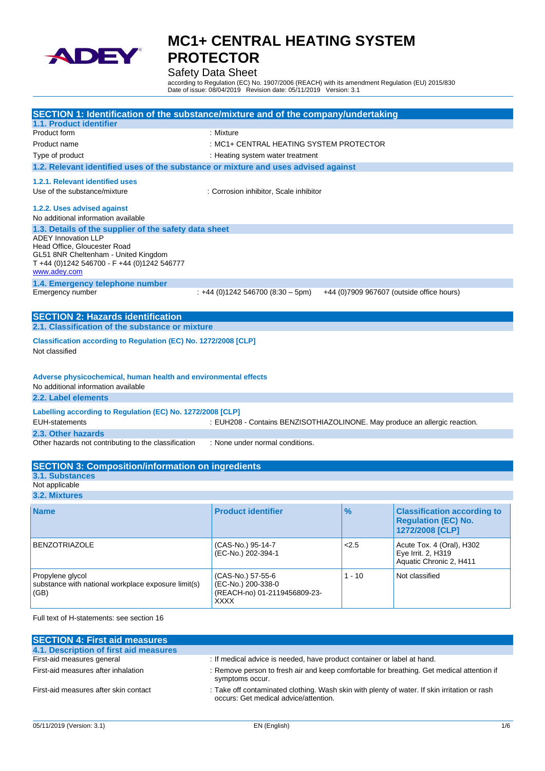# MC1+ CENTRAL HEATING SYSTEM PROTECTOR

Safety Data Sheet

according to Regulation (EC) No. 1907/2006 (REACH) with its amendment Regulation (EU) 2015/830
Date of issue: 08/04/2019 Revision date: 05/11/2019 Version: 3.1

## SECTION 1: Identification of the substance/mixture and of the company/undertaking

### 1.1. Product identifier

Product form : Mixture

Product name : MC1+ CENTRAL HEATING SYSTEM PROTECTOR

Type of product : Heating system water treatment

### 1.2. Relevant identified uses of the substance or mixture and uses advised against

#### 1.2.1. Relevant identified uses

Use of the substance/mixture : Corrosion inhibitor, Scale inhibitor

#### 1.2.2. Uses advised against

No additional information available

### 1.3. Details of the supplier of the safety data sheet

ADEY Innovation LLP
Head Office, Gloucester Road
GL51 8NR Cheltenham - United Kingdom
T +44 (0)1242 546700 - F +44 (0)1242 546777
www.adey.com

### 1.4. Emergency telephone number

Emergency number : +44 (0)1242 546700 (8:30 – 5pm) +44 (0)7909 967607 (outside office hours)

## SECTION 2: Hazards identification

### 2.1. Classification of the substance or mixture

**Classification according to Regulation (EC) No. 1272/2008 [CLP]**

Not classified

**Adverse physicochemical, human health and environmental effects**

No additional information available

### 2.2. Label elements

**Labelling according to Regulation (EC) No. 1272/2008 [CLP]**

EUH-statements : EUH208 - Contains BENZISOTHIAZOLINONE. May produce an allergic reaction.

### 2.3. Other hazards

Other hazards not contributing to the classification : None under normal conditions.

## SECTION 3: Composition/information on ingredients

### 3.1. Substances

Not applicable

### 3.2. Mixtures

| Name | Product identifier | % | Classification according to Regulation (EC) No. 1272/2008 [CLP] |
|---|---|---|---|
| BENZOTRIAZOLE | (CAS-No.) 95-14-7<br>(EC-No.) 202-394-1 | <2.5 | Acute Tox. 4 (Oral), H302<br>Eye Irrit. 2, H319<br>Aquatic Chronic 2, H411 |
| Propylene glycol<br>substance with national workplace exposure limit(s) (GB) | (CAS-No.) 57-55-6<br>(EC-No.) 200-338-0<br>(REACH-no) 01-2119456809-23-XXXX | 1 - 10 | Not classified |

Full text of H-statements: see section 16

## SECTION 4: First aid measures

### 4.1. Description of first aid measures

First-aid measures general : If medical advice is needed, have product container or label at hand.

First-aid measures after inhalation : Remove person to fresh air and keep comfortable for breathing. Get medical attention if symptoms occur.

First-aid measures after skin contact : Take off contaminated clothing. Wash skin with plenty of water. If skin irritation or rash occurs: Get medical advice/attention.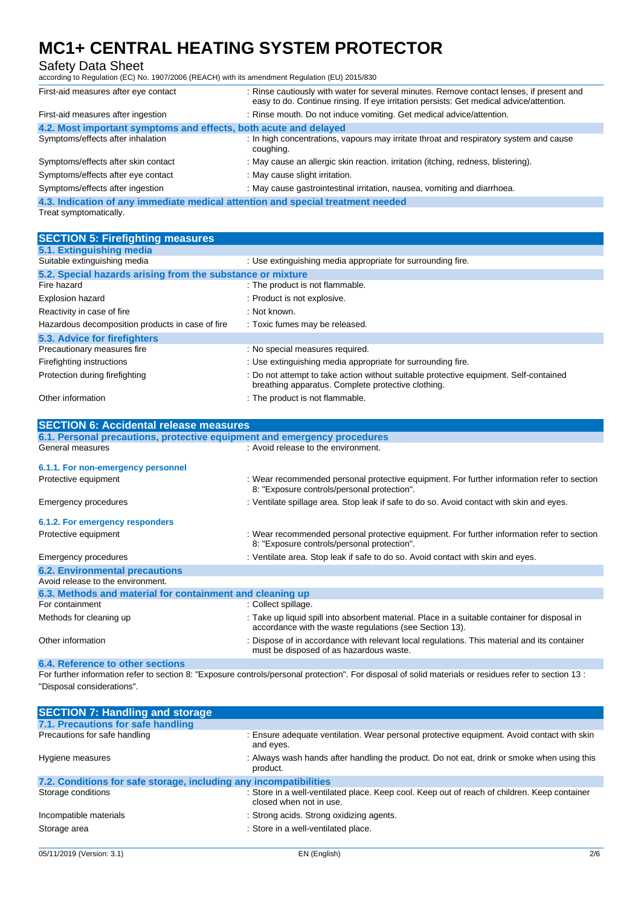| | |
|---|---|
| First-aid measures after eye contact | : Rinse cautiously with water for several minutes. Remove contact lenses, if present and easy to do. Continue rinsing. If eye irritation persists: Get medical advice/attention. |
| First-aid measures after ingestion | : Rinse mouth. Do not induce vomiting. Get medical advice/attention. |

### 4.2. Most important symptoms and effects, both acute and delayed

| | |
|---|---|
| Symptoms/effects after inhalation | : In high concentrations, vapours may irritate throat and respiratory system and cause coughing. |
| Symptoms/effects after skin contact | : May cause an allergic skin reaction. irritation (itching, redness, blistering). |
| Symptoms/effects after eye contact | : May cause slight irritation. |
| Symptoms/effects after ingestion | : May cause gastrointestinal irritation, nausea, vomiting and diarrhoea. |

### 4.3. Indication of any immediate medical attention and special treatment needed

Treat symptomatically.

## SECTION 5: Firefighting measures

### 5.1. Extinguishing media

| | |
|---|---|
| Suitable extinguishing media | : Use extinguishing media appropriate for surrounding fire. |

### 5.2. Special hazards arising from the substance or mixture

| | |
|---|---|
| Fire hazard | : The product is not flammable. |
| Explosion hazard | : Product is not explosive. |
| Reactivity in case of fire | : Not known. |
| Hazardous decomposition products in case of fire | : Toxic fumes may be released. |

### 5.3. Advice for firefighters

| | |
|---|---|
| Precautionary measures fire | : No special measures required. |
| Firefighting instructions | : Use extinguishing media appropriate for surrounding fire. |
| Protection during firefighting | : Do not attempt to take action without suitable protective equipment. Self-contained breathing apparatus. Complete protective clothing. |
| Other information | : The product is not flammable. |

## SECTION 6: Accidental release measures

### 6.1. Personal precautions, protective equipment and emergency procedures

| | |
|---|---|
| General measures | : Avoid release to the environment. |

#### 6.1.1. For non-emergency personnel

| | |
|---|---|
| Protective equipment | : Wear recommended personal protective equipment. For further information refer to section 8: "Exposure controls/personal protection". |
| Emergency procedures | : Ventilate spillage area. Stop leak if safe to do so. Avoid contact with skin and eyes. |

#### 6.1.2. For emergency responders

| | |
|---|---|
| Protective equipment | : Wear recommended personal protective equipment. For further information refer to section 8: "Exposure controls/personal protection". |
| Emergency procedures | : Ventilate area. Stop leak if safe to do so. Avoid contact with skin and eyes. |

### 6.2. Environmental precautions

Avoid release to the environment.

### 6.3. Methods and material for containment and cleaning up

| | |
|---|---|
| For containment | : Collect spillage. |
| Methods for cleaning up | : Take up liquid spill into absorbent material. Place in a suitable container for disposal in accordance with the waste regulations (see Section 13). |
| Other information | : Dispose of in accordance with relevant local regulations. This material and its container must be disposed of as hazardous waste. |

### 6.4. Reference to other sections

For further information refer to section 8: "Exposure controls/personal protection". For disposal of solid materials or residues refer to section 13 : "Disposal considerations".

## SECTION 7: Handling and storage

### 7.1. Precautions for safe handling

| | |
|---|---|
| Precautions for safe handling | : Ensure adequate ventilation. Wear personal protective equipment. Avoid contact with skin and eyes. |
| Hygiene measures | : Always wash hands after handling the product. Do not eat, drink or smoke when using this product. |

### 7.2. Conditions for safe storage, including any incompatibilities

| | |
|---|---|
| Storage conditions | : Store in a well-ventilated place. Keep cool. Keep out of reach of children. Keep container closed when not in use. |
| Incompatible materials | : Strong acids. Strong oxidizing agents. |
| Storage area | : Store in a well-ventilated place. |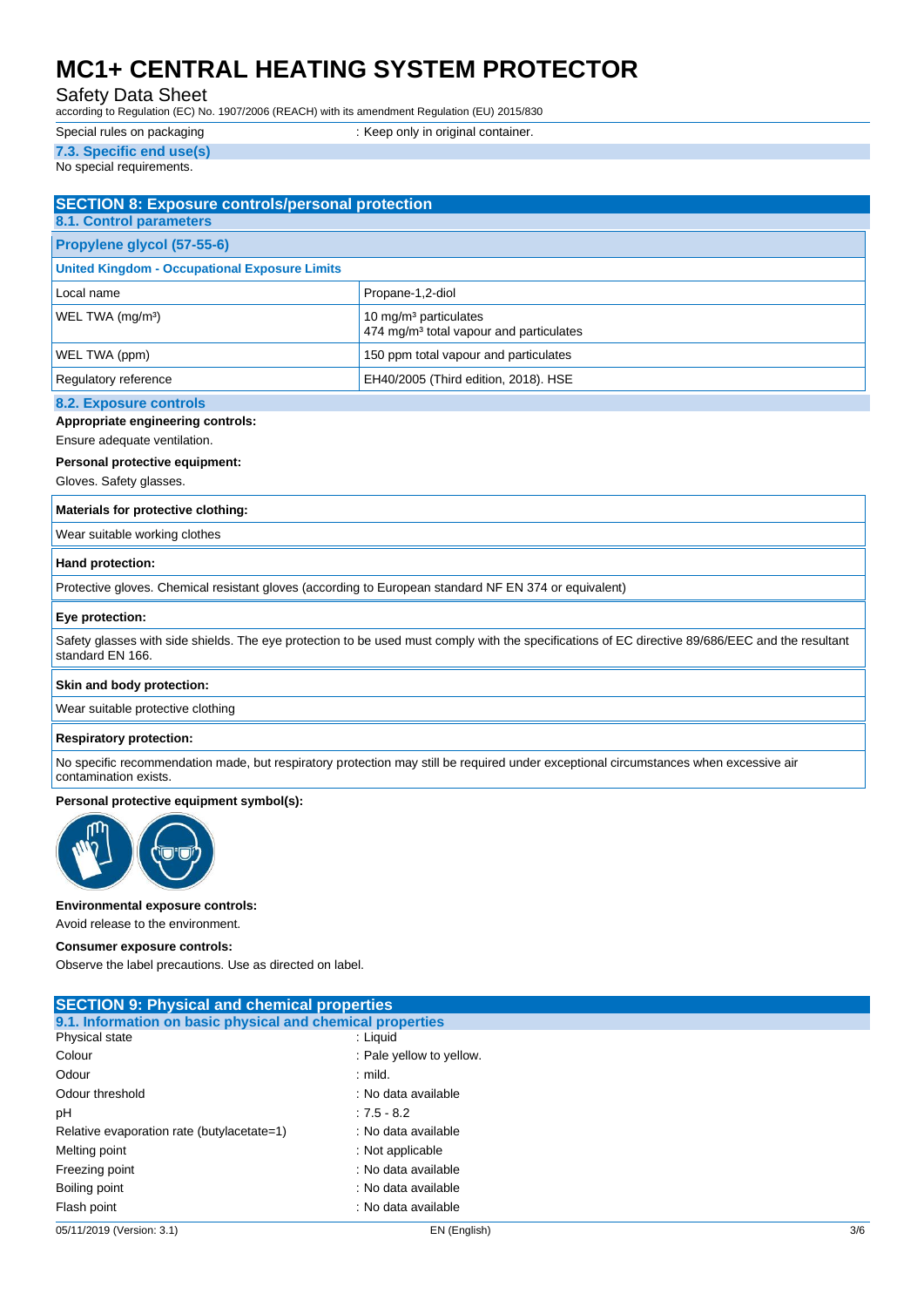| | |
|---|---|
| Special rules on packaging | : Keep only in original container. |

### 7.3. Specific end use(s)

No special requirements.

## SECTION 8: Exposure controls/personal protection

### 8.1. Control parameters

| Propylene glycol (57-55-6) | |
|---|---|
| **United Kingdom - Occupational Exposure Limits** | |
| Local name | Propane-1,2-diol |
| WEL TWA (mg/m³) | 10 mg/m³ particulates<br>474 mg/m³ total vapour and particulates |
| WEL TWA (ppm) | 150 ppm total vapour and particulates |
| Regulatory reference | EH40/2005 (Third edition, 2018). HSE |

### 8.2. Exposure controls

**Appropriate engineering controls:**

Ensure adequate ventilation.

**Personal protective equipment:**

Gloves. Safety glasses.

**Materials for protective clothing:**

Wear suitable working clothes

**Hand protection:**

Protective gloves. Chemical resistant gloves (according to European standard NF EN 374 or equivalent)

**Eye protection:**

Safety glasses with side shields. The eye protection to be used must comply with the specifications of EC directive 89/686/EEC and the resultant standard EN 166.

**Skin and body protection:**

Wear suitable protective clothing

**Respiratory protection:**

No specific recommendation made, but respiratory protection may still be required under exceptional circumstances when excessive air contamination exists.

**Personal protective equipment symbol(s):**

**Environmental exposure controls:**

Avoid release to the environment.

**Consumer exposure controls:**

Observe the label precautions. Use as directed on label.

## SECTION 9: Physical and chemical properties

### 9.1. Information on basic physical and chemical properties

| | |
|---|---|
| Physical state | : Liquid |
| Colour | : Pale yellow to yellow. |
| Odour | : mild. |
| Odour threshold | : No data available |
| pH | : 7.5 - 8.2 |
| Relative evaporation rate (butylacetate=1) | : No data available |
| Melting point | : Not applicable |
| Freezing point | : No data available |
| Boiling point | : No data available |
| Flash point | : No data available |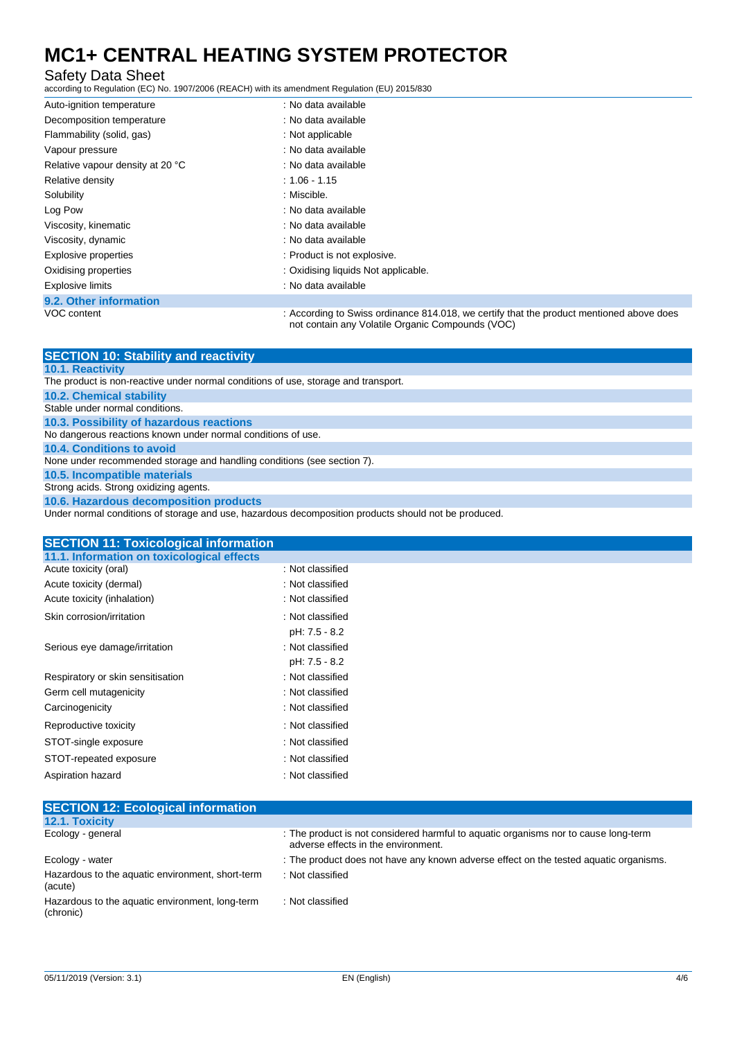| | |
|---|---|
| Auto-ignition temperature | : No data available |
| Decomposition temperature | : No data available |
| Flammability (solid, gas) | : Not applicable |
| Vapour pressure | : No data available |
| Relative vapour density at 20 °C | : No data available |
| Relative density | : 1.06 - 1.15 |
| Solubility | : Miscible. |
| Log Pow | : No data available |
| Viscosity, kinematic | : No data available |
| Viscosity, dynamic | : No data available |
| Explosive properties | : Product is not explosive. |
| Oxidising properties | : Oxidising liquids Not applicable. |
| Explosive limits | : No data available |

### 9.2. Other information

| | |
|---|---|
| VOC content | : According to Swiss ordinance 814.018, we certify that the product mentioned above does not contain any Volatile Organic Compounds (VOC) |

## SECTION 10: Stability and reactivity

### 10.1. Reactivity

The product is non-reactive under normal conditions of use, storage and transport.

### 10.2. Chemical stability

Stable under normal conditions.

### 10.3. Possibility of hazardous reactions

No dangerous reactions known under normal conditions of use.

### 10.4. Conditions to avoid

None under recommended storage and handling conditions (see section 7).

### 10.5. Incompatible materials

Strong acids. Strong oxidizing agents.

### 10.6. Hazardous decomposition products

Under normal conditions of storage and use, hazardous decomposition products should not be produced.

## SECTION 11: Toxicological information

### 11.1. Information on toxicological effects

| | |
|---|---|
| Acute toxicity (oral) | : Not classified |
| Acute toxicity (dermal) | : Not classified |
| Acute toxicity (inhalation) | : Not classified |
| Skin corrosion/irritation | : Not classified<br>pH: 7.5 - 8.2 |
| Serious eye damage/irritation | : Not classified<br>pH: 7.5 - 8.2 |
| Respiratory or skin sensitisation | : Not classified |
| Germ cell mutagenicity | : Not classified |
| Carcinogenicity | : Not classified |
| Reproductive toxicity | : Not classified |
| STOT-single exposure | : Not classified |
| STOT-repeated exposure | : Not classified |
| Aspiration hazard | : Not classified |

## SECTION 12: Ecological information

### 12.1. Toxicity

| | |
|---|---|
| Ecology - general | : The product is not considered harmful to aquatic organisms nor to cause long-term adverse effects in the environment. |
| Ecology - water | : The product does not have any known adverse effect on the tested aquatic organisms. |
| Hazardous to the aquatic environment, short-term (acute) | : Not classified |
| Hazardous to the aquatic environment, long-term (chronic) | : Not classified |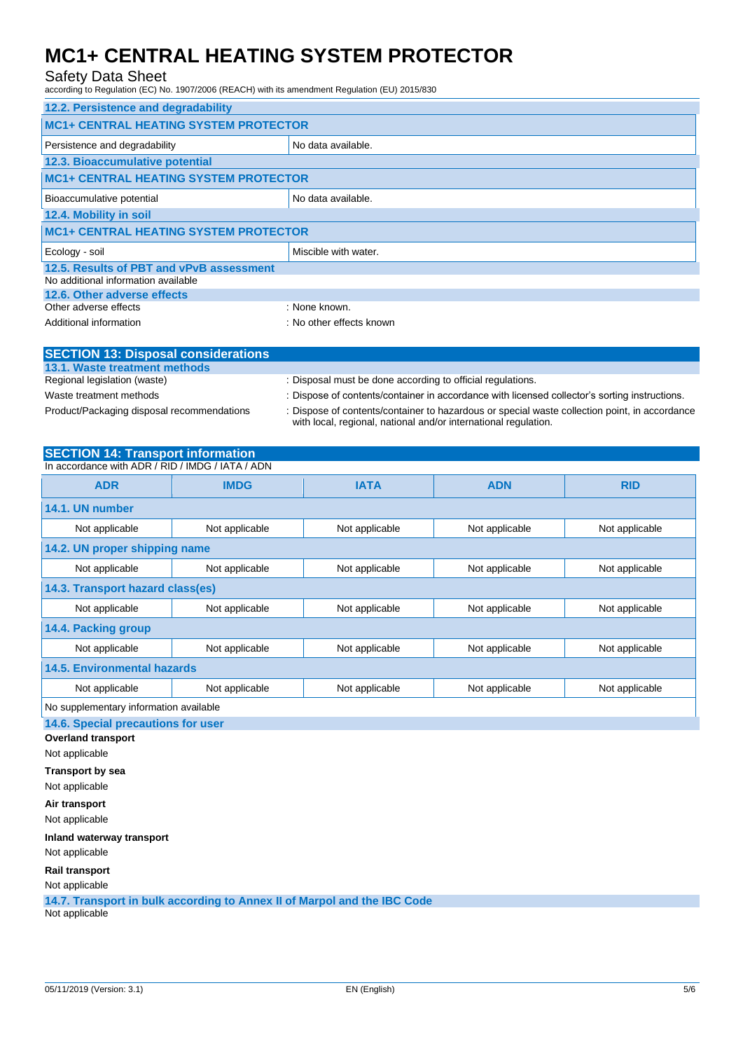### 12.2. Persistence and degradability

| MC1+ CENTRAL HEATING SYSTEM PROTECTOR | |
|---|---|
| Persistence and degradability | No data available. |

### 12.3. Bioaccumulative potential

| MC1+ CENTRAL HEATING SYSTEM PROTECTOR | |
|---|---|
| Bioaccumulative potential | No data available. |

### 12.4. Mobility in soil

| MC1+ CENTRAL HEATING SYSTEM PROTECTOR | |
|---|---|
| Ecology - soil | Miscible with water. |

### 12.5. Results of PBT and vPvB assessment

No additional information available

### 12.6. Other adverse effects

Other adverse effects : None known.

Additional information : No other effects known

## SECTION 13: Disposal considerations

### 13.1. Waste treatment methods

Regional legislation (waste) : Disposal must be done according to official regulations.

Waste treatment methods : Dispose of contents/container in accordance with licensed collector's sorting instructions.

Product/Packaging disposal recommendations : Dispose of contents/container to hazardous or special waste collection point, in accordance with local, regional, national and/or international regulation.

## SECTION 14: Transport information

In accordance with ADR / RID / IMDG / IATA / ADN

| ADR | IMDG | IATA | ADN | RID |
|---|---|---|---|---|
| **14.1. UN number** | | | | |
| Not applicable | Not applicable | Not applicable | Not applicable | Not applicable |
| **14.2. UN proper shipping name** | | | | |
| Not applicable | Not applicable | Not applicable | Not applicable | Not applicable |
| **14.3. Transport hazard class(es)** | | | | |
| Not applicable | Not applicable | Not applicable | Not applicable | Not applicable |
| **14.4. Packing group** | | | | |
| Not applicable | Not applicable | Not applicable | Not applicable | Not applicable |
| **14.5. Environmental hazards** | | | | |
| Not applicable | Not applicable | Not applicable | Not applicable | Not applicable |
| No supplementary information available | | | | |

### 14.6. Special precautions for user

**Overland transport**

Not applicable

**Transport by sea**

Not applicable

**Air transport**

Not applicable

**Inland waterway transport**

Not applicable

**Rail transport**

Not applicable

### 14.7. Transport in bulk according to Annex II of Marpol and the IBC Code

Not applicable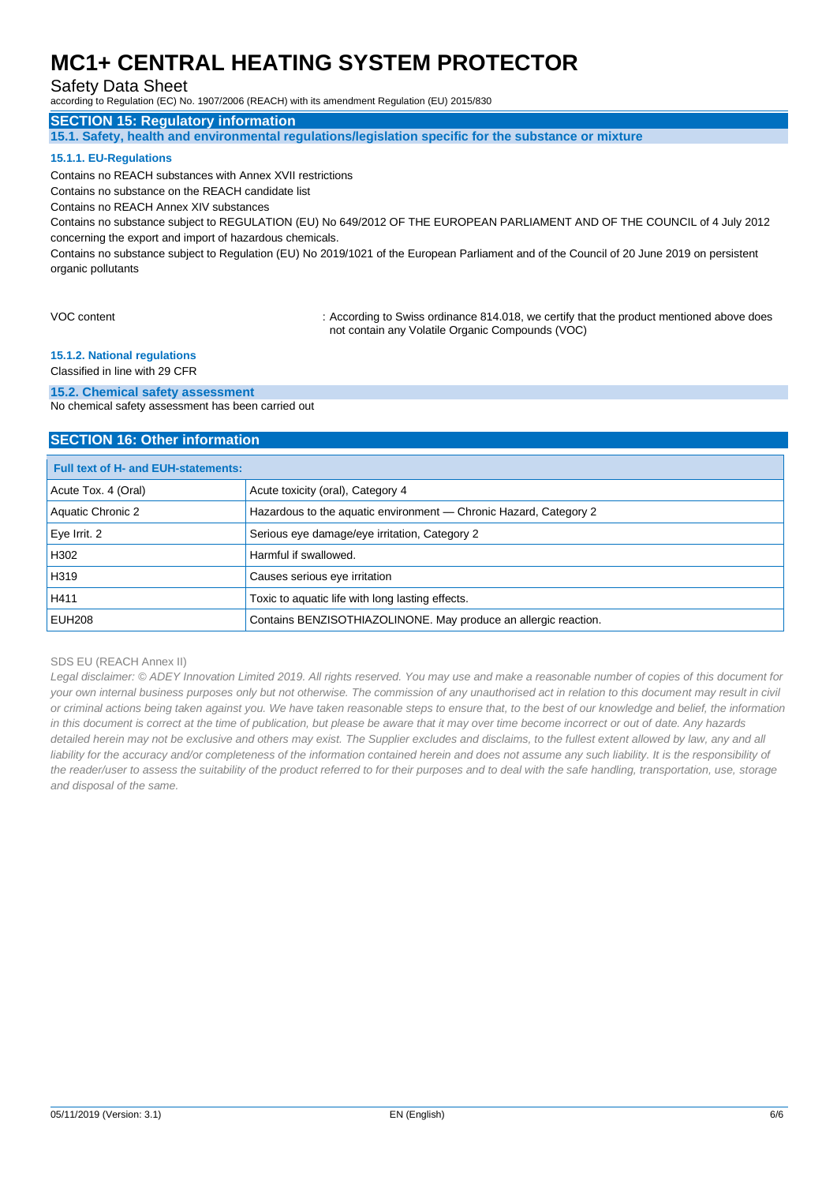## SECTION 15: Regulatory information

### 15.1. Safety, health and environmental regulations/legislation specific for the substance or mixture

#### 15.1.1. EU-Regulations

Contains no REACH substances with Annex XVII restrictions

Contains no substance on the REACH candidate list

Contains no REACH Annex XIV substances

Contains no substance subject to REGULATION (EU) No 649/2012 OF THE EUROPEAN PARLIAMENT AND OF THE COUNCIL of 4 July 2012 concerning the export and import of hazardous chemicals.

Contains no substance subject to Regulation (EU) No 2019/1021 of the European Parliament and of the Council of 20 June 2019 on persistent organic pollutants

VOC content : According to Swiss ordinance 814.018, we certify that the product mentioned above does not contain any Volatile Organic Compounds (VOC)

#### 15.1.2. National regulations

Classified in line with 29 CFR

### 15.2. Chemical safety assessment

No chemical safety assessment has been carried out

## SECTION 16: Other information

| Full text of H- and EUH-statements: | |
|---|---|
| Acute Tox. 4 (Oral) | Acute toxicity (oral), Category 4 |
| Aquatic Chronic 2 | Hazardous to the aquatic environment — Chronic Hazard, Category 2 |
| Eye Irrit. 2 | Serious eye damage/eye irritation, Category 2 |
| H302 | Harmful if swallowed. |
| H319 | Causes serious eye irritation |
| H411 | Toxic to aquatic life with long lasting effects. |
| EUH208 | Contains BENZISOTHIAZOLINONE. May produce an allergic reaction. |

SDS EU (REACH Annex II)

*Legal disclaimer: © ADEY Innovation Limited 2019. All rights reserved. You may use and make a reasonable number of copies of this document for your own internal business purposes only but not otherwise. The commission of any unauthorised act in relation to this document may result in civil or criminal actions being taken against you. We have taken reasonable steps to ensure that, to the best of our knowledge and belief, the information in this document is correct at the time of publication, but please be aware that it may over time become incorrect or out of date. Any hazards detailed herein may not be exclusive and others may exist. The Supplier excludes and disclaims, to the fullest extent allowed by law, any and all liability for the accuracy and/or completeness of the information contained herein and does not assume any such liability. It is the responsibility of the reader/user to assess the suitability of the product referred to for their purposes and to deal with the safe handling, transportation, use, storage and disposal of the same.*